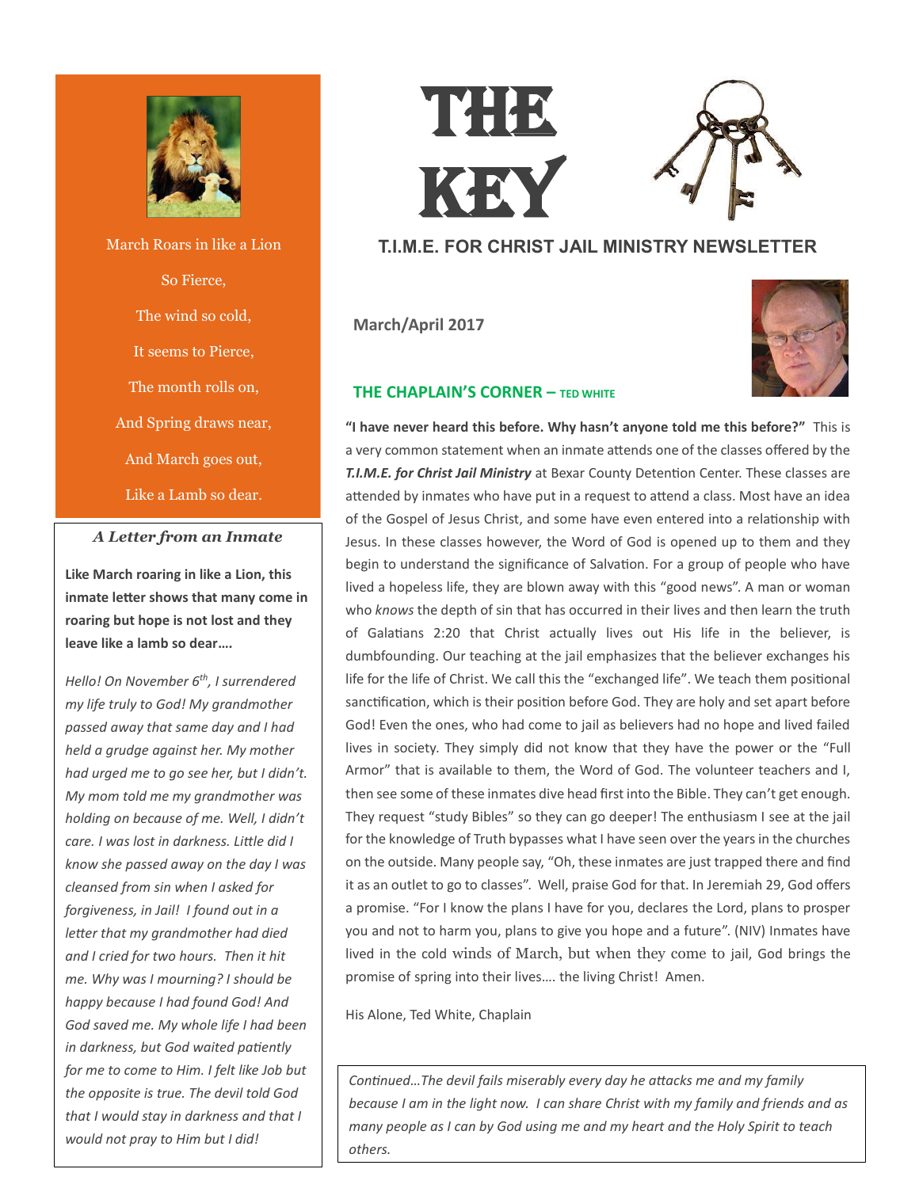# THE KEY

## T.I.M.E. FOR CHRIST JAIL MINISTRY NEWSLETTER

**March/April 2017**

### THE CHAPLAIN'S CORNER – TED WHITE

**"I have never heard this before. Why hasn't anyone told me this before?"** This is a very common statement when an inmate attends one of the classes offered by the ***T.I.M.E. for Christ Jail Ministry*** at Bexar County Detention Center. These classes are attended by inmates who have put in a request to attend a class. Most have an idea of the Gospel of Jesus Christ, and some have even entered into a relationship with Jesus. In these classes however, the Word of God is opened up to them and they begin to understand the significance of Salvation. For a group of people who have lived a hopeless life, they are blown away with this "good news". A man or woman who *knows* the depth of sin that has occurred in their lives and then learn the truth of Galatians 2:20 that Christ actually lives out His life in the believer, is dumbfounding. Our teaching at the jail emphasizes that the believer exchanges his life for the life of Christ. We call this the "exchanged life". We teach them positional sanctification, which is their position before God. They are holy and set apart before God! Even the ones, who had come to jail as believers had no hope and lived failed lives in society. They simply did not know that they have the power or the "Full Armor" that is available to them, the Word of God. The volunteer teachers and I, then see some of these inmates dive head first into the Bible. They can't get enough. They request "study Bibles" so they can go deeper! The enthusiasm I see at the jail for the knowledge of Truth bypasses what I have seen over the years in the churches on the outside. Many people say, "Oh, these inmates are just trapped there and find it as an outlet to go to classes". Well, praise God for that. In Jeremiah 29, God offers a promise. "For I know the plans I have for you, declares the Lord, plans to prosper you and not to harm you, plans to give you hope and a future". (NIV) Inmates have lived in the cold winds of March, but when they come to jail, God brings the promise of spring into their lives…. the living Christ! Amen.

His Alone, Ted White, Chaplain

---

March Roars in like a Lion
So Fierce,
The wind so cold,
It seems to Pierce,
The month rolls on,
And Spring draws near,
And March goes out,
Like a Lamb so dear.

---

### *A Letter from an Inmate*

**Like March roaring in like a Lion, this inmate letter shows that many come in roaring but hope is not lost and they leave like a lamb so dear….**

*Hello! On November 6th, I surrendered my life truly to God! My grandmother passed away that same day and I had held a grudge against her. My mother had urged me to go see her, but I didn't. My mom told me my grandmother was holding on because of me. Well, I didn't care. I was lost in darkness. Little did I know she passed away on the day I was cleansed from sin when I asked for forgiveness, in Jail! I found out in a letter that my grandmother had died and I cried for two hours. Then it hit me. Why was I mourning? I should be happy because I had found God! And God saved me. My whole life I had been in darkness, but God waited patiently for me to come to Him. I felt like Job but the opposite is true. The devil told God that I would stay in darkness and that I would not pray to Him but I did!*

*Continued…The devil fails miserably every day he attacks me and my family because I am in the light now. I can share Christ with my family and friends and as many people as I can by God using me and my heart and the Holy Spirit to teach others.*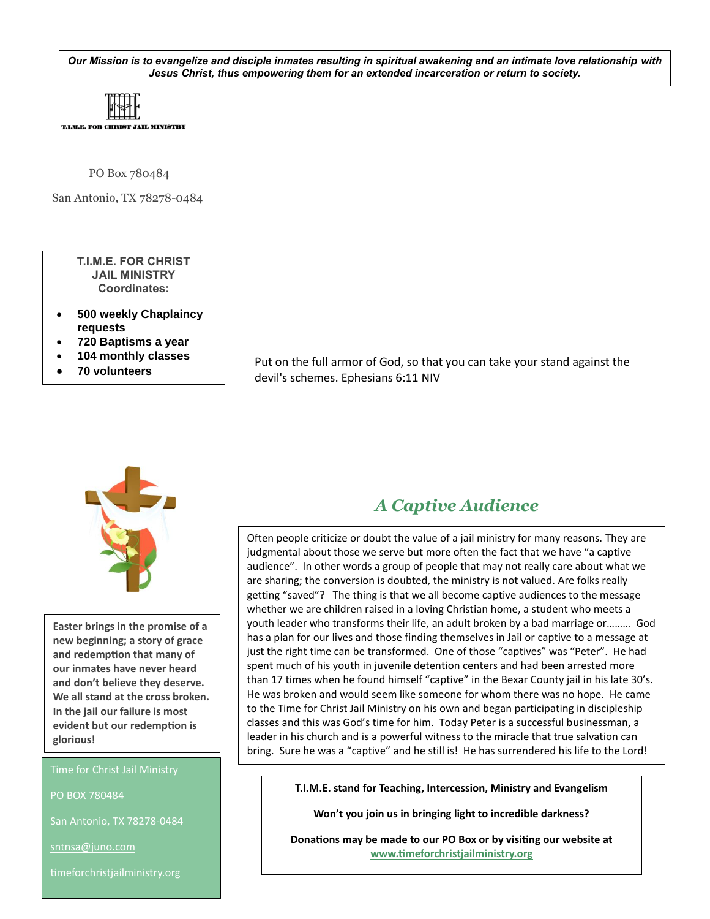***Our Mission is to evangelize and disciple inmates resulting in spiritual awakening and an intimate love relationship with Jesus Christ, thus empowering them for an extended incarceration or return to society.***

T.I.M.E. FOR CHRIST JAIL MINISTRY

PO Box 780484

San Antonio, TX 78278-0484

**T.I.M.E. FOR CHRIST JAIL MINISTRY Coordinates:**

- **500 weekly Chaplaincy requests**
- **720 Baptisms a year**
- **104 monthly classes**
- **70 volunteers**

Put on the full armor of God, so that you can take your stand against the devil's schemes. Ephesians 6:11 NIV

**Easter brings in the promise of a new beginning; a story of grace and redemption that many of our inmates have never heard and don't believe they deserve. We all stand at the cross broken. In the jail our failure is most evident but our redemption is glorious!**

Time for Christ Jail Ministry

PO BOX 780484

San Antonio, TX 78278-0484

sntnsa@juno.com

timeforchristjailministry.org

## *A Captive Audience*

Often people criticize or doubt the value of a jail ministry for many reasons. They are judgmental about those we serve but more often the fact that we have "a captive audience". In other words a group of people that may not really care about what we are sharing; the conversion is doubted, the ministry is not valued. Are folks really getting "saved"? The thing is that we all become captive audiences to the message whether we are children raised in a loving Christian home, a student who meets a youth leader who transforms their life, an adult broken by a bad marriage or……… God has a plan for our lives and those finding themselves in Jail or captive to a message at just the right time can be transformed. One of those "captives" was "Peter". He had spent much of his youth in juvenile detention centers and had been arrested more than 17 times when he found himself "captive" in the Bexar County jail in his late 30's. He was broken and would seem like someone for whom there was no hope. He came to the Time for Christ Jail Ministry on his own and began participating in discipleship classes and this was God's time for him. Today Peter is a successful businessman, a leader in his church and is a powerful witness to the miracle that true salvation can bring. Sure he was a "captive" and he still is! He has surrendered his life to the Lord!

**T.I.M.E. stand for Teaching, Intercession, Ministry and Evangelism**

**Won't you join us in bringing light to incredible darkness?**

**Donations may be made to our PO Box or by visiting our website at www.timeforchristjailministry.org**